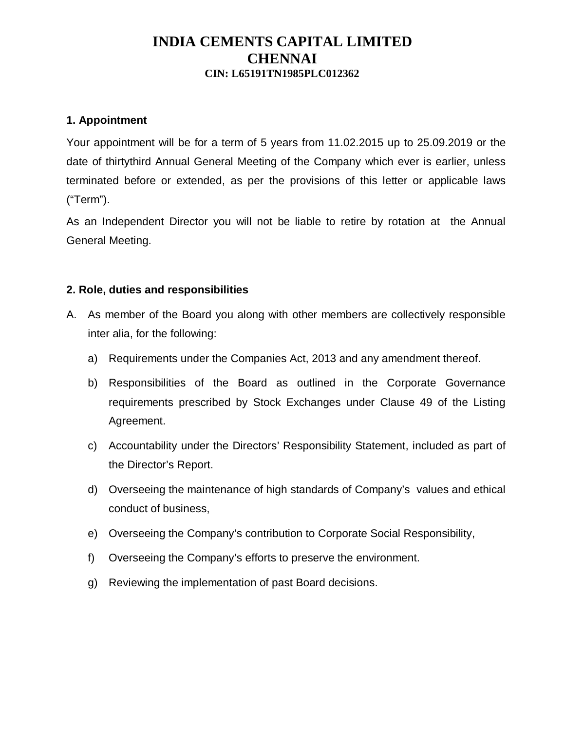# INDIA CEMENTS CAPITAL LIMITED
# CHENNAI
### CIN: L65191TN1985PLC012362

**1. Appointment**

Your appointment will be for a term of 5 years from 11.02.2015 up to 25.09.2019 or the date of thirtythird Annual General Meeting of the Company which ever is earlier, unless terminated before or extended, as per the provisions of this letter or applicable laws ("Term").

As an Independent Director you will not be liable to retire by rotation at the Annual General Meeting.

**2. Role, duties and responsibilities**

A. As member of the Board you along with other members are collectively responsible inter alia, for the following:

   a) Requirements under the Companies Act, 2013 and any amendment thereof.

   b) Responsibilities of the Board as outlined in the Corporate Governance requirements prescribed by Stock Exchanges under Clause 49 of the Listing Agreement.

   c) Accountability under the Directors' Responsibility Statement, included as part of the Director's Report.

   d) Overseeing the maintenance of high standards of Company's values and ethical conduct of business,

   e) Overseeing the Company's contribution to Corporate Social Responsibility,

   f) Overseeing the Company's efforts to preserve the environment.

   g) Reviewing the implementation of past Board decisions.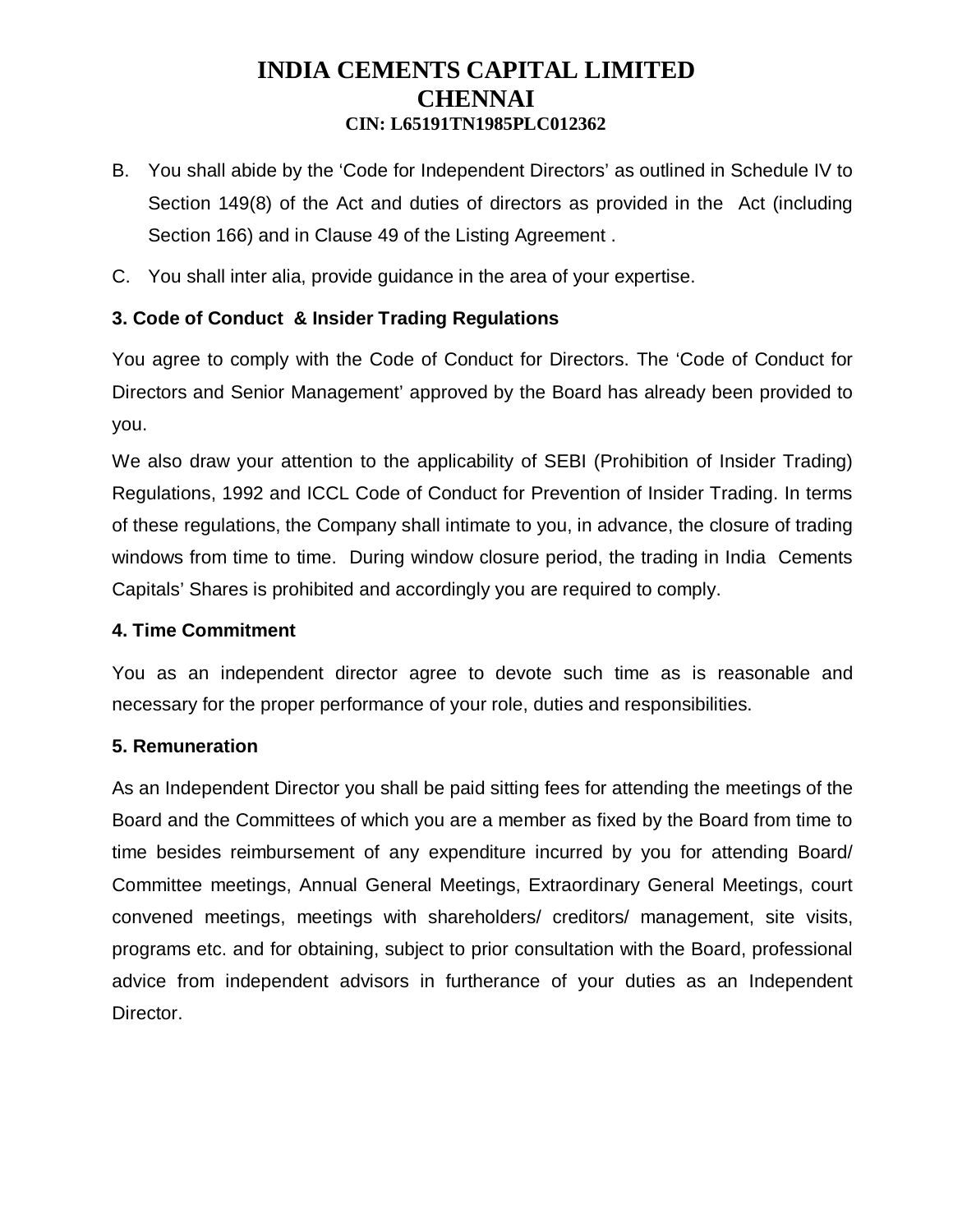B. You shall abide by the 'Code for Independent Directors' as outlined in Schedule IV to Section 149(8) of the Act and duties of directors as provided in the Act (including Section 166) and in Clause 49 of the Listing Agreement .

C. You shall inter alia, provide guidance in the area of your expertise.

**3. Code of Conduct & Insider Trading Regulations**

You agree to comply with the Code of Conduct for Directors. The 'Code of Conduct for Directors and Senior Management' approved by the Board has already been provided to you.

We also draw your attention to the applicability of SEBI (Prohibition of Insider Trading) Regulations, 1992 and ICCL Code of Conduct for Prevention of Insider Trading. In terms of these regulations, the Company shall intimate to you, in advance, the closure of trading windows from time to time. During window closure period, the trading in India Cements Capitals' Shares is prohibited and accordingly you are required to comply.

**4. Time Commitment**

You as an independent director agree to devote such time as is reasonable and necessary for the proper performance of your role, duties and responsibilities.

**5. Remuneration**

As an Independent Director you shall be paid sitting fees for attending the meetings of the Board and the Committees of which you are a member as fixed by the Board from time to time besides reimbursement of any expenditure incurred by you for attending Board/ Committee meetings, Annual General Meetings, Extraordinary General Meetings, court convened meetings, meetings with shareholders/ creditors/ management, site visits, programs etc. and for obtaining, subject to prior consultation with the Board, professional advice from independent advisors in furtherance of your duties as an Independent Director.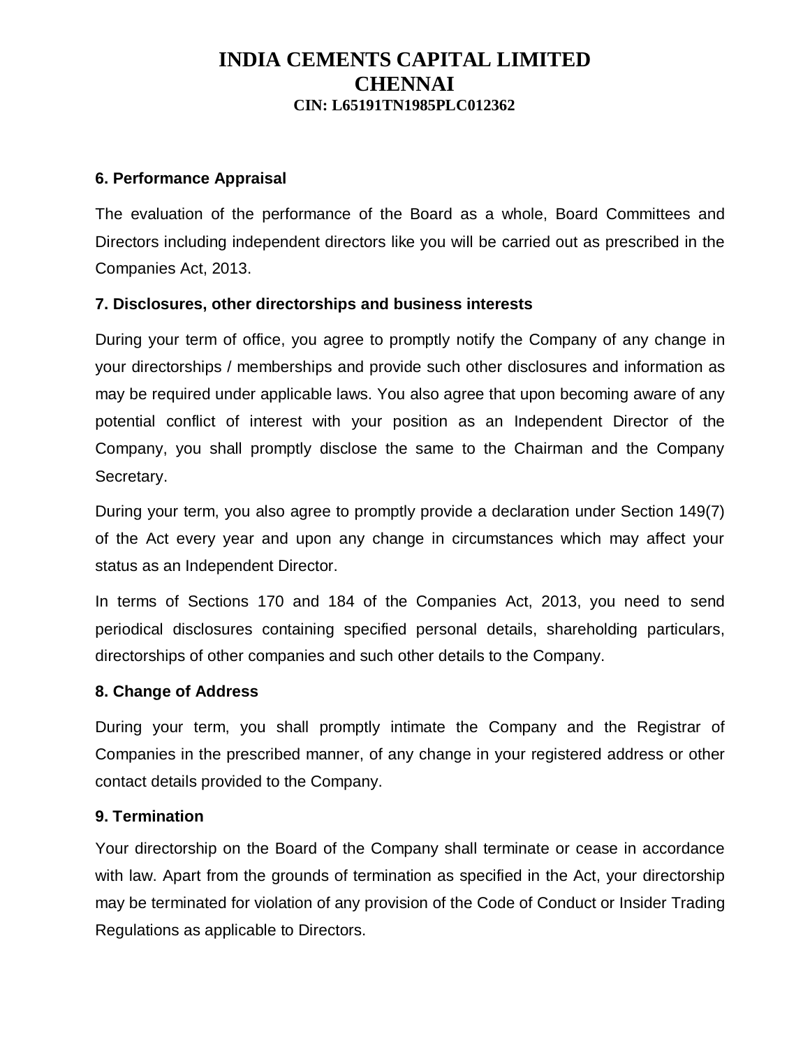### 6. Performance Appraisal

The evaluation of the performance of the Board as a whole, Board Committees and Directors including independent directors like you will be carried out as prescribed in the Companies Act, 2013.

### 7. Disclosures, other directorships and business interests

During your term of office, you agree to promptly notify the Company of any change in your directorships / memberships and provide such other disclosures and information as may be required under applicable laws. You also agree that upon becoming aware of any potential conflict of interest with your position as an Independent Director of the Company, you shall promptly disclose the same to the Chairman and the Company Secretary.

During your term, you also agree to promptly provide a declaration under Section 149(7) of the Act every year and upon any change in circumstances which may affect your status as an Independent Director.

In terms of Sections 170 and 184 of the Companies Act, 2013, you need to send periodical disclosures containing specified personal details, shareholding particulars, directorships of other companies and such other details to the Company.

### 8. Change of Address

During your term, you shall promptly intimate the Company and the Registrar of Companies in the prescribed manner, of any change in your registered address or other contact details provided to the Company.

### 9. Termination

Your directorship on the Board of the Company shall terminate or cease in accordance with law. Apart from the grounds of termination as specified in the Act, your directorship may be terminated for violation of any provision of the Code of Conduct or Insider Trading Regulations as applicable to Directors.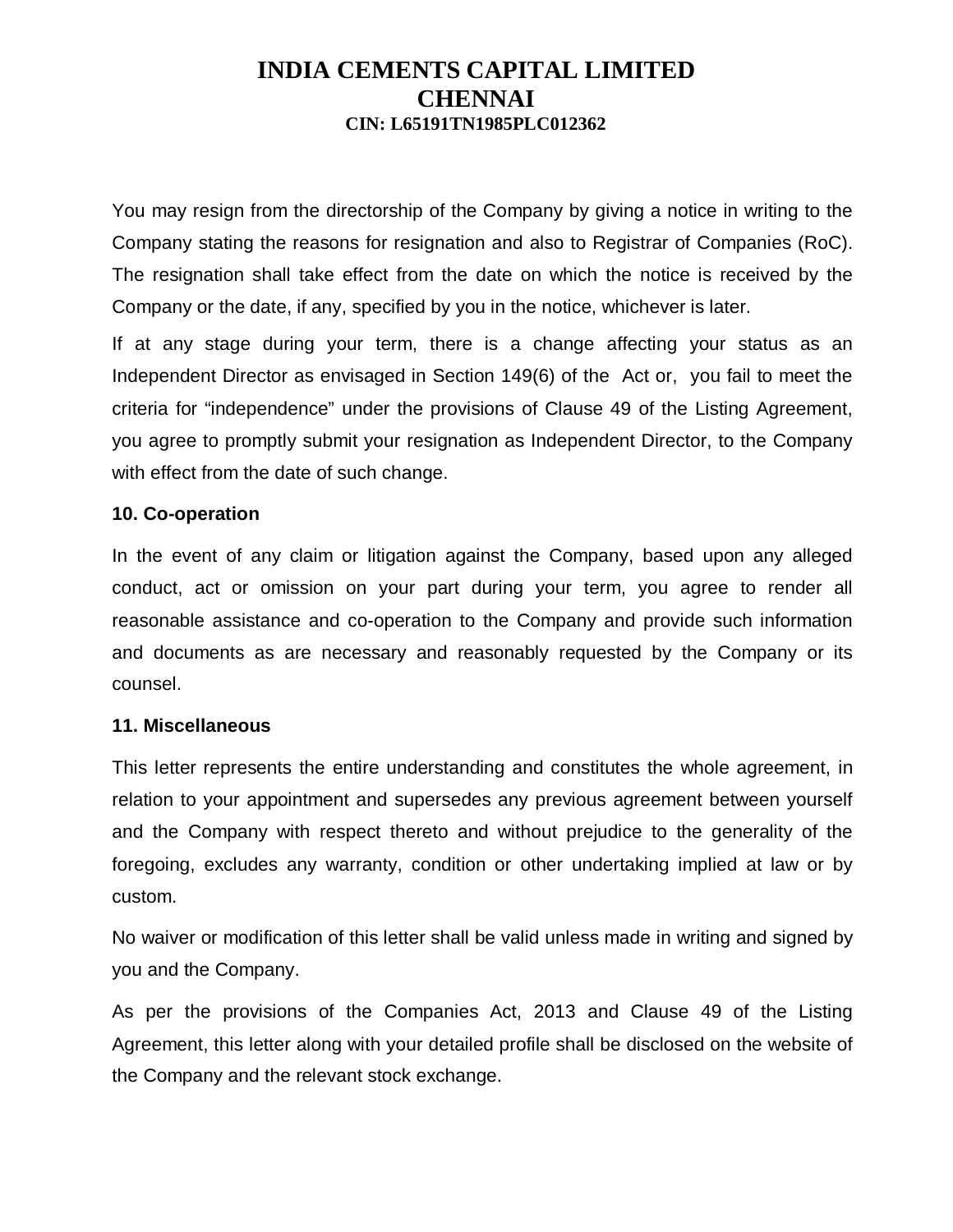You may resign from the directorship of the Company by giving a notice in writing to the Company stating the reasons for resignation and also to Registrar of Companies (RoC). The resignation shall take effect from the date on which the notice is received by the Company or the date, if any, specified by you in the notice, whichever is later.

If at any stage during your term, there is a change affecting your status as an Independent Director as envisaged in Section 149(6) of the Act or, you fail to meet the criteria for “independence” under the provisions of Clause 49 of the Listing Agreement, you agree to promptly submit your resignation as Independent Director, to the Company with effect from the date of such change.

**10. Co-operation**

In the event of any claim or litigation against the Company, based upon any alleged conduct, act or omission on your part during your term, you agree to render all reasonable assistance and co-operation to the Company and provide such information and documents as are necessary and reasonably requested by the Company or its counsel.

**11. Miscellaneous**

This letter represents the entire understanding and constitutes the whole agreement, in relation to your appointment and supersedes any previous agreement between yourself and the Company with respect thereto and without prejudice to the generality of the foregoing, excludes any warranty, condition or other undertaking implied at law or by custom.

No waiver or modification of this letter shall be valid unless made in writing and signed by you and the Company.

As per the provisions of the Companies Act, 2013 and Clause 49 of the Listing Agreement, this letter along with your detailed profile shall be disclosed on the website of the Company and the relevant stock exchange.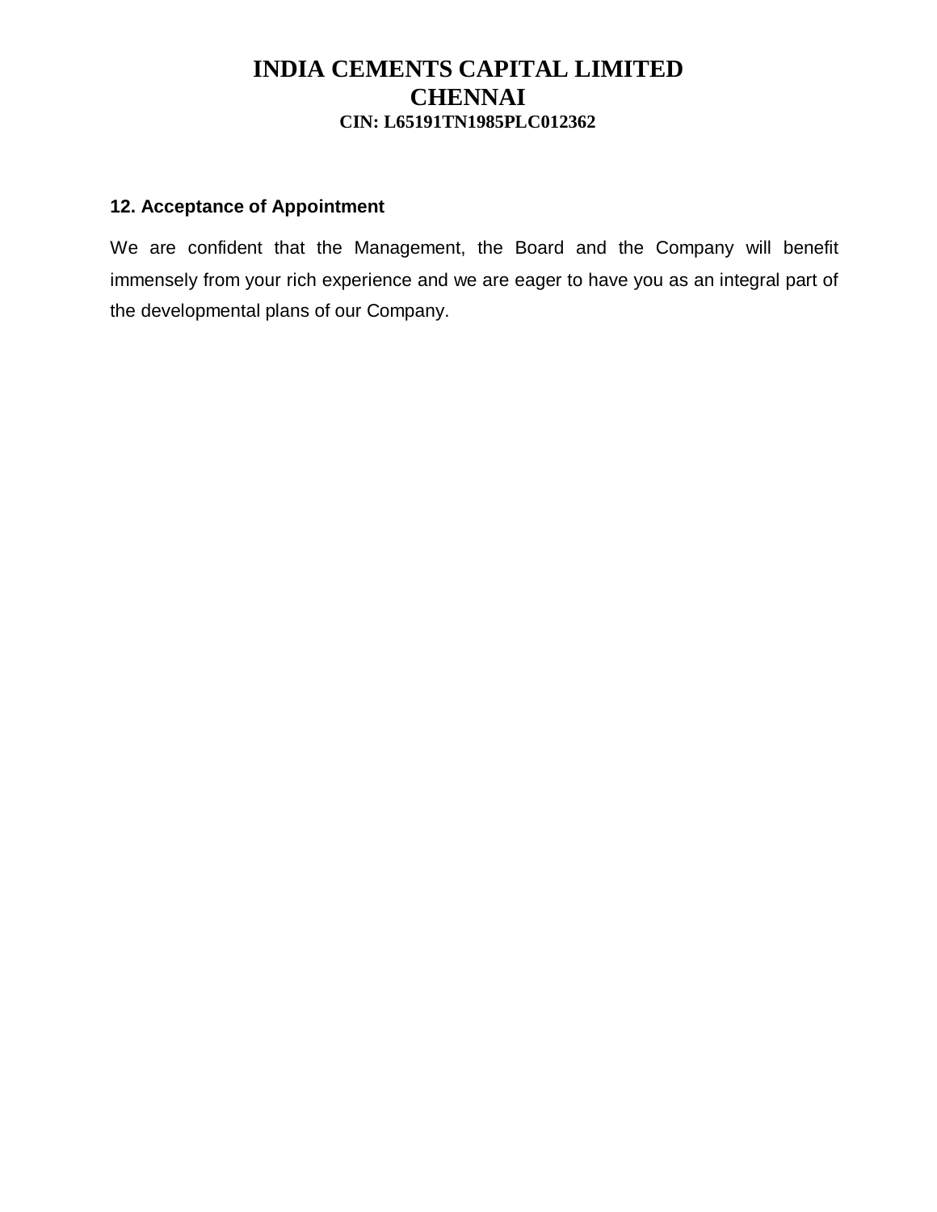**12. Acceptance of Appointment**

We are confident that the Management, the Board and the Company will benefit immensely from your rich experience and we are eager to have you as an integral part of the developmental plans of our Company.